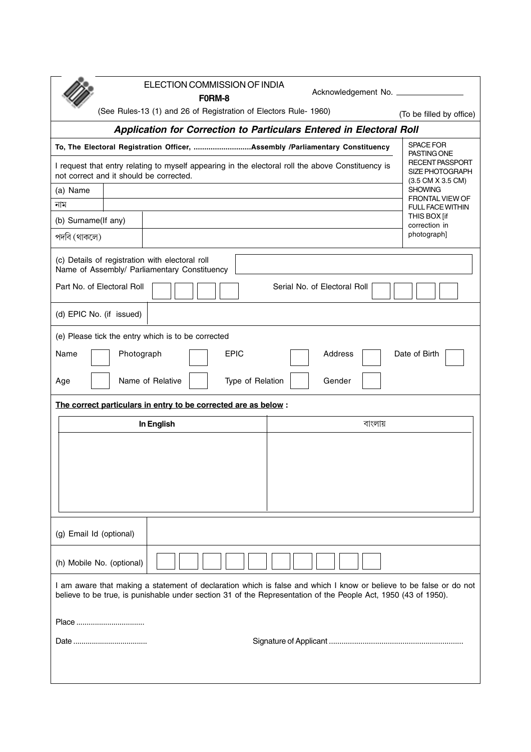ELECTION COMMISSION OF INDIA

**F0RM-8**

Acknowledgement No. ________________

(See Rules-13 (1) and 26 of Registration of Electors Rule- 1960)

(To be filled by office)

## *Application for Correction to Particulars Entered in Electoral Roll*

**To, The Electoral Registration Officer, ...........................Assembly /Parliamentary Constituency**

SPACE FOR PASTING ONE RECENT PASSPORT SIZE PHOTOGRAPH (3.5 CM X 3.5 CM) SHOWING FRONTAL VIEW OF FULL FACE WITHIN THIS BOX [if correction in photograph]

I request that entry relating to myself appearing in the electoral roll the above Constituency is not correct and it should be corrected.

| | |
|---|---|
| (a) Name | |
| নাম | |
| (b) Surname(If any) | |
| পদবি (থাকলে) | |

(c) Details of registration with electoral roll
Name of Assembly/ Parliamentary Constituency ____________________

Part No. of Electoral Roll ☐☐☐☐ Serial No. of Electoral Roll ☐☐☐☐

(d) EPIC No. (if issued) ____________________

(e) Please tick the entry which is to be corrected

Name ☐ Photograph ☐ EPIC ☐ Address ☐ Date of Birth ☐

Age ☐ Name of Relative ☐ Type of Relation ☐ Gender ☐

**The correct particulars in entry to be corrected are as below :**

| **In English** | বাংলায় |
|---|---|
| | |

(g) Email Id (optional) ____________________

(h) Mobile No. (optional) ☐☐☐☐☐☐☐☐☐☐

I am aware that making a statement of declaration which is false and which I know or believe to be false or do not believe to be true, is punishable under section 31 of the Representation of the People Act, 1950 (43 of 1950).

Place .................................

Date ................................... Signature of Applicant ................................................................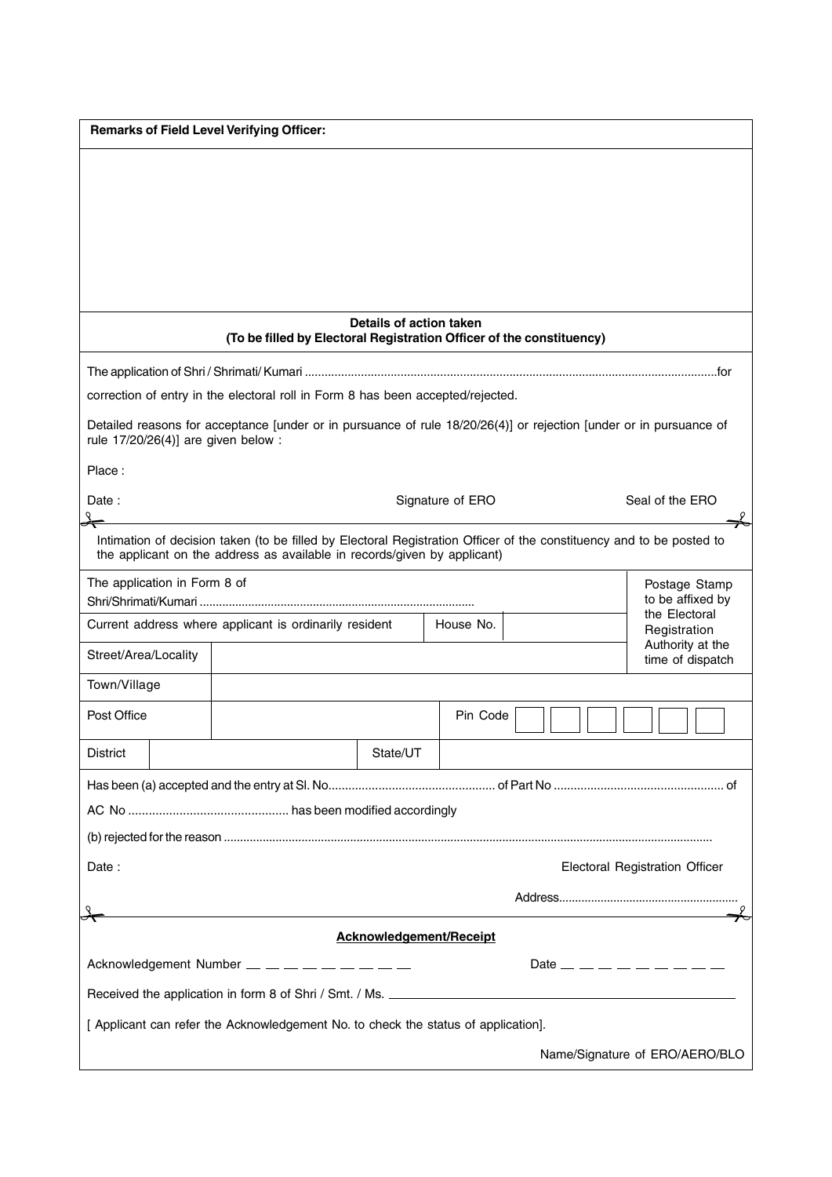**Remarks of Field Level Verifying Officer:**

**Details of action taken**
**(To be filled by Electoral Registration Officer of the constituency)**

The application of Shri / Shrimati/ Kumari ............................................................................................................................................for correction of entry in the electoral roll in Form 8 has been accepted/rejected.

Detailed reasons for acceptance [under or in pursuance of rule 18/20/26(4)] or rejection [under or in pursuance of rule 17/20/26(4)] are given below :

Place :

Date : Signature of ERO Seal of the ERO

Intimation of decision taken (to be filled by Electoral Registration Officer of the constituency and to be posted to the applicant on the address as available in records/given by applicant)

| | | | | | |
|---|---|---|---|---|---|
| The application in Form 8 of Shri/Shrimati/Kumari ..................................................................................... | | | | | Postage Stamp to be affixed by the Electoral Registration Authority at the time of dispatch |
| Current address where applicant is ordinarily resident | | | House No. | | |
| Street/Area/Locality | | | | | |
| Town/Village | | | | | |
| Post Office | | | Pin Code | | |
| District | | State/UT | | | |

Has been (a) accepted and the entry at Sl. No................................................. of Part No .................................................. of AC No ............................................... has been modified accordingly

(b) rejected for the reason ....................................................................................................................................................

Date : Electoral Registration Officer

Address.......................................................

**Acknowledgement/Receipt**

Acknowledgement Number __ __ __ __ __ __ __ __ __ Date __ __ __ __ __ __ __ __ __

Received the application in form 8 of Shri / Smt. / Ms. ______________________________________________

[ Applicant can refer the Acknowledgement No. to check the status of application].

Name/Signature of ERO/AERO/BLO